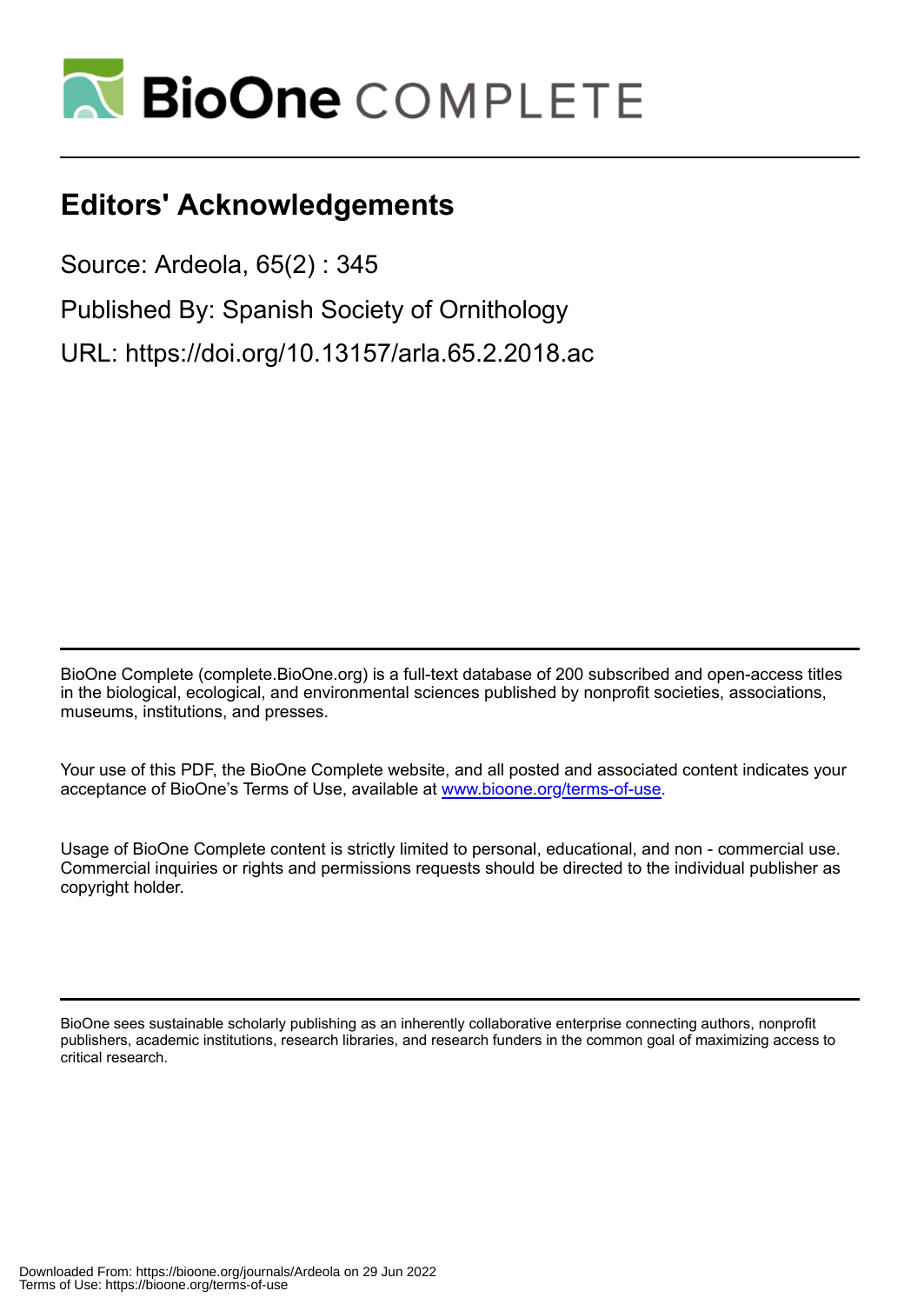# Editors' Acknowledgements

Source: Ardeola, 65(2) : 345

Published By: Spanish Society of Ornithology

URL: https://doi.org/10.13157/arla.65.2.2018.ac

BioOne Complete (complete.BioOne.org) is a full-text database of 200 subscribed and open-access titles in the biological, ecological, and environmental sciences published by nonprofit societies, associations, museums, institutions, and presses.

Your use of this PDF, the BioOne Complete website, and all posted and associated content indicates your acceptance of BioOne's Terms of Use, available at www.bioone.org/terms-of-use.

Usage of BioOne Complete content is strictly limited to personal, educational, and non - commercial use. Commercial inquiries or rights and permissions requests should be directed to the individual publisher as copyright holder.

BioOne sees sustainable scholarly publishing as an inherently collaborative enterprise connecting authors, nonprofit publishers, academic institutions, research libraries, and research funders in the common goal of maximizing access to critical research.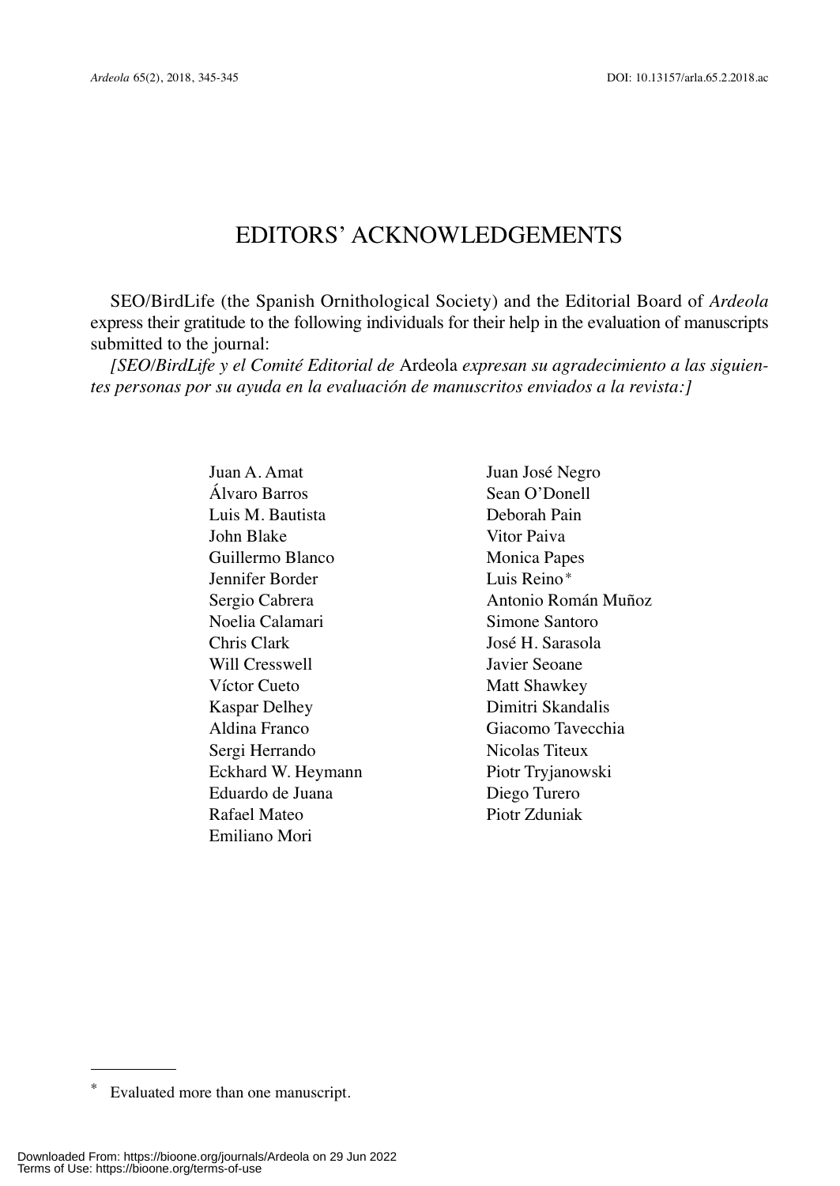# EDITORS' ACKNOWLEDGEMENTS

SEO/BirdLife (the Spanish Ornithological Society) and the Editorial Board of *Ardeola* express their gratitude to the following individuals for their help in the evaluation of manuscripts submitted to the journal:

*[SEO/BirdLife y el Comité Editorial de* Ardeola *expresan su agradecimiento a las siguientes personas por su ayuda en la evaluación de manuscritos enviados a la revista:]*

Juan A. Amat
Álvaro Barros
Luis M. Bautista
John Blake
Guillermo Blanco
Jennifer Border
Sergio Cabrera
Noelia Calamari
Chris Clark
Will Cresswell
Víctor Cueto
Kaspar Delhey
Aldina Franco
Sergi Herrando
Eckhard W. Heymann
Eduardo de Juana
Rafael Mateo
Emiliano Mori
Juan José Negro
Sean O'Donell
Deborah Pain
Vitor Paiva
Monica Papes
Luis Reino*
Antonio Román Muñoz
Simone Santoro
José H. Sarasola
Javier Seoane
Matt Shawkey
Dimitri Skandalis
Giacomo Tavecchia
Nicolas Titeux
Piotr Tryjanowski
Diego Turero
Piotr Zduniak

\* Evaluated more than one manuscript.